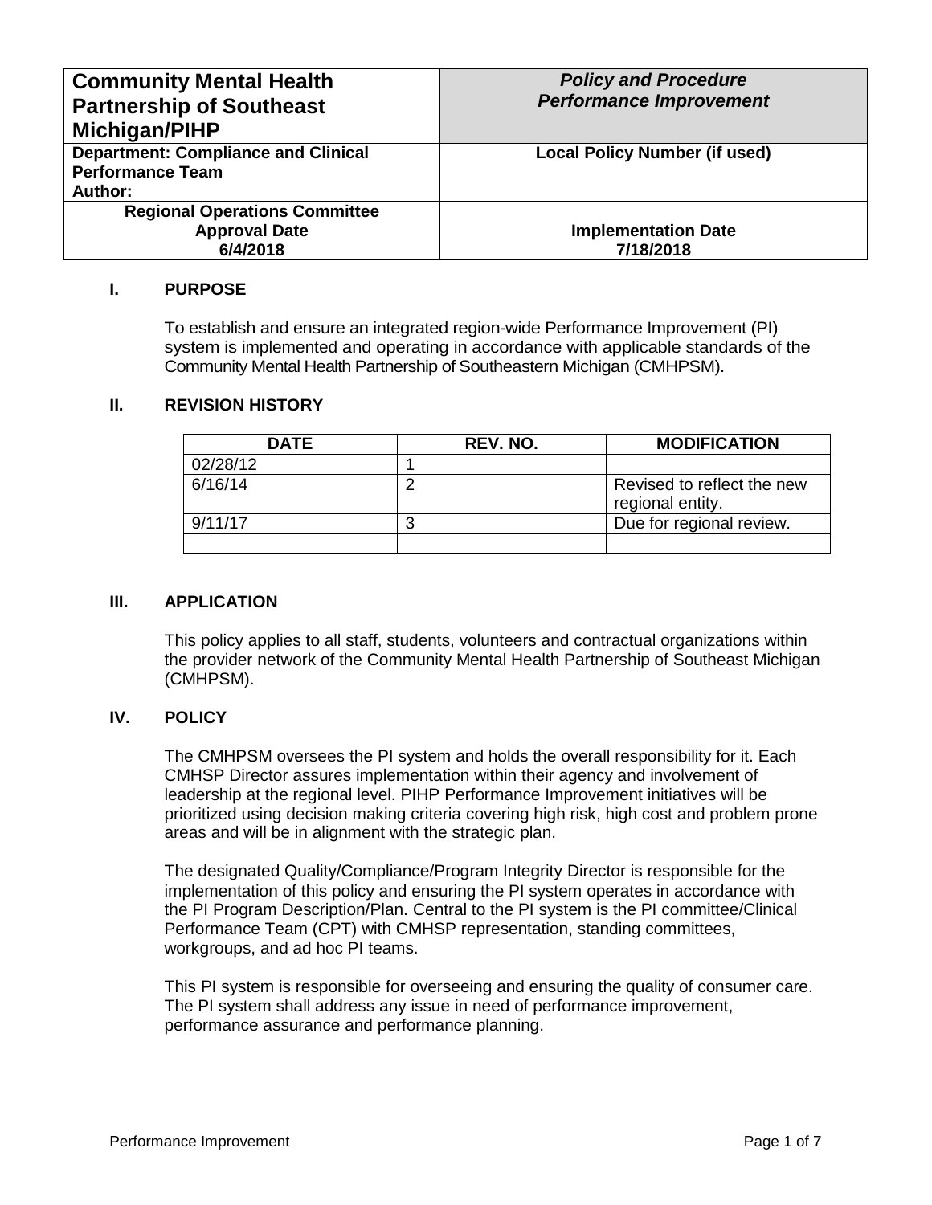| **Community Mental Health Partnership of Southeast Michigan/PIHP** | ***Policy and Procedure*** ***Performance Improvement*** |
|---|---|
| **Department: Compliance and Clinical Performance Team** **Author:** | **Local Policy Number (if used)** |
| **Regional Operations Committee Approval Date 6/4/2018** | **Implementation Date 7/18/2018** |

## I. PURPOSE

To establish and ensure an integrated region-wide Performance Improvement (PI) system is implemented and operating in accordance with applicable standards of the Community Mental Health Partnership of Southeastern Michigan (CMHPSM).

## II. REVISION HISTORY

| DATE | REV. NO. | MODIFICATION |
|---|---|---|
| 02/28/12 | 1 | |
| 6/16/14 | 2 | Revised to reflect the new regional entity. |
| 9/11/17 | 3 | Due for regional review. |
| | | |

## III. APPLICATION

This policy applies to all staff, students, volunteers and contractual organizations within the provider network of the Community Mental Health Partnership of Southeast Michigan (CMHPSM).

## IV. POLICY

The CMHPSM oversees the PI system and holds the overall responsibility for it. Each CMHSP Director assures implementation within their agency and involvement of leadership at the regional level. PIHP Performance Improvement initiatives will be prioritized using decision making criteria covering high risk, high cost and problem prone areas and will be in alignment with the strategic plan.

The designated Quality/Compliance/Program Integrity Director is responsible for the implementation of this policy and ensuring the PI system operates in accordance with the PI Program Description/Plan. Central to the PI system is the PI committee/Clinical Performance Team (CPT) with CMHSP representation, standing committees, workgroups, and ad hoc PI teams.

This PI system is responsible for overseeing and ensuring the quality of consumer care. The PI system shall address any issue in need of performance improvement, performance assurance and performance planning.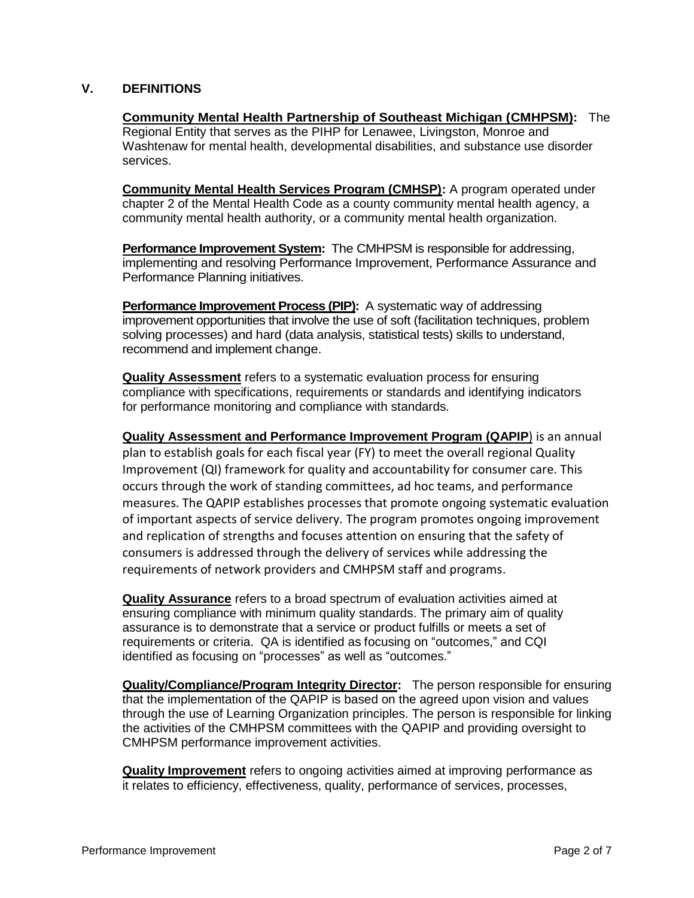## V. DEFINITIONS

**Community Mental Health Partnership of Southeast Michigan (CMHPSM):** The Regional Entity that serves as the PIHP for Lenawee, Livingston, Monroe and Washtenaw for mental health, developmental disabilities, and substance use disorder services.

**Community Mental Health Services Program (CMHSP):** A program operated under chapter 2 of the Mental Health Code as a county community mental health agency, a community mental health authority, or a community mental health organization.

**Performance Improvement System:** The CMHPSM is responsible for addressing, implementing and resolving Performance Improvement, Performance Assurance and Performance Planning initiatives.

**Performance Improvement Process (PIP):** A systematic way of addressing improvement opportunities that involve the use of soft (facilitation techniques, problem solving processes) and hard (data analysis, statistical tests) skills to understand, recommend and implement change.

**Quality Assessment** refers to a systematic evaluation process for ensuring compliance with specifications, requirements or standards and identifying indicators for performance monitoring and compliance with standards.

**Quality Assessment and Performance Improvement Program (QAPIP**) is an annual plan to establish goals for each fiscal year (FY) to meet the overall regional Quality Improvement (QI) framework for quality and accountability for consumer care. This occurs through the work of standing committees, ad hoc teams, and performance measures. The QAPIP establishes processes that promote ongoing systematic evaluation of important aspects of service delivery. The program promotes ongoing improvement and replication of strengths and focuses attention on ensuring that the safety of consumers is addressed through the delivery of services while addressing the requirements of network providers and CMHPSM staff and programs.

**Quality Assurance** refers to a broad spectrum of evaluation activities aimed at ensuring compliance with minimum quality standards. The primary aim of quality assurance is to demonstrate that a service or product fulfills or meets a set of requirements or criteria. QA is identified as focusing on "outcomes," and CQI identified as focusing on "processes" as well as "outcomes."

**Quality/Compliance/Program Integrity Director:** The person responsible for ensuring that the implementation of the QAPIP is based on the agreed upon vision and values through the use of Learning Organization principles. The person is responsible for linking the activities of the CMHPSM committees with the QAPIP and providing oversight to CMHPSM performance improvement activities.

**Quality Improvement** refers to ongoing activities aimed at improving performance as it relates to efficiency, effectiveness, quality, performance of services, processes,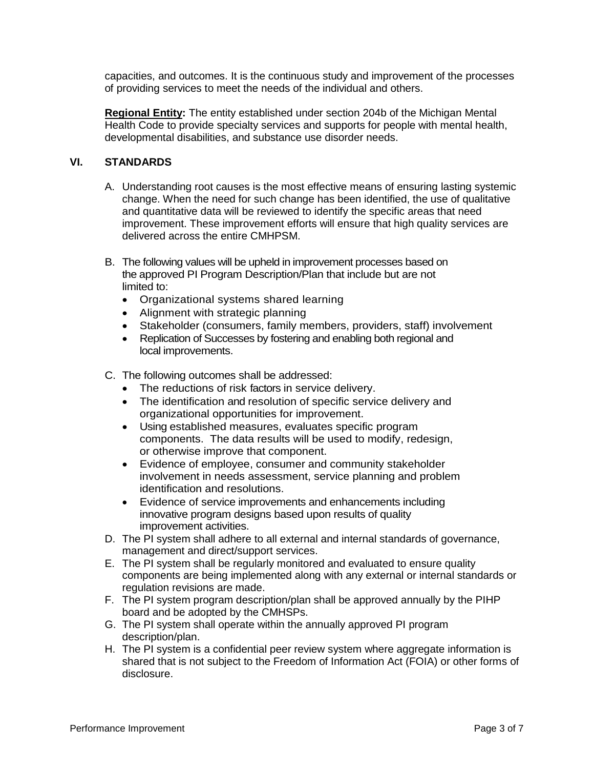capacities, and outcomes. It is the continuous study and improvement of the processes of providing services to meet the needs of the individual and others.

**Regional Entity:** The entity established under section 204b of the Michigan Mental Health Code to provide specialty services and supports for people with mental health, developmental disabilities, and substance use disorder needs.

## VI. STANDARDS

A. Understanding root causes is the most effective means of ensuring lasting systemic change. When the need for such change has been identified, the use of qualitative and quantitative data will be reviewed to identify the specific areas that need improvement. These improvement efforts will ensure that high quality services are delivered across the entire CMHPSM.

B. The following values will be upheld in improvement processes based on the approved PI Program Description/Plan that include but are not limited to:
   - Organizational systems shared learning
   - Alignment with strategic planning
   - Stakeholder (consumers, family members, providers, staff) involvement
   - Replication of Successes by fostering and enabling both regional and local improvements.

C. The following outcomes shall be addressed:
   - The reductions of risk factors in service delivery.
   - The identification and resolution of specific service delivery and organizational opportunities for improvement.
   - Using established measures, evaluates specific program components. The data results will be used to modify, redesign, or otherwise improve that component.
   - Evidence of employee, consumer and community stakeholder involvement in needs assessment, service planning and problem identification and resolutions.
   - Evidence of service improvements and enhancements including innovative program designs based upon results of quality improvement activities.

D. The PI system shall adhere to all external and internal standards of governance, management and direct/support services.

E. The PI system shall be regularly monitored and evaluated to ensure quality components are being implemented along with any external or internal standards or regulation revisions are made.

F. The PI system program description/plan shall be approved annually by the PIHP board and be adopted by the CMHSPs.

G. The PI system shall operate within the annually approved PI program description/plan.

H. The PI system is a confidential peer review system where aggregate information is shared that is not subject to the Freedom of Information Act (FOIA) or other forms of disclosure.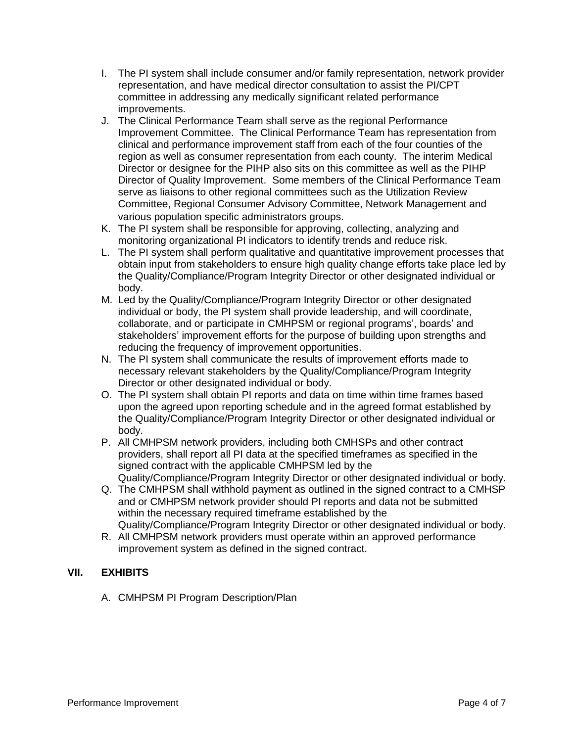I. The PI system shall include consumer and/or family representation, network provider representation, and have medical director consultation to assist the PI/CPT committee in addressing any medically significant related performance improvements.

J. The Clinical Performance Team shall serve as the regional Performance Improvement Committee. The Clinical Performance Team has representation from clinical and performance improvement staff from each of the four counties of the region as well as consumer representation from each county. The interim Medical Director or designee for the PIHP also sits on this committee as well as the PIHP Director of Quality Improvement. Some members of the Clinical Performance Team serve as liaisons to other regional committees such as the Utilization Review Committee, Regional Consumer Advisory Committee, Network Management and various population specific administrators groups.

K. The PI system shall be responsible for approving, collecting, analyzing and monitoring organizational PI indicators to identify trends and reduce risk.

L. The PI system shall perform qualitative and quantitative improvement processes that obtain input from stakeholders to ensure high quality change efforts take place led by the Quality/Compliance/Program Integrity Director or other designated individual or body.

M. Led by the Quality/Compliance/Program Integrity Director or other designated individual or body, the PI system shall provide leadership, and will coordinate, collaborate, and or participate in CMHPSM or regional programs', boards' and stakeholders' improvement efforts for the purpose of building upon strengths and reducing the frequency of improvement opportunities.

N. The PI system shall communicate the results of improvement efforts made to necessary relevant stakeholders by the Quality/Compliance/Program Integrity Director or other designated individual or body.

O. The PI system shall obtain PI reports and data on time within time frames based upon the agreed upon reporting schedule and in the agreed format established by the Quality/Compliance/Program Integrity Director or other designated individual or body.

P. All CMHPSM network providers, including both CMHSPs and other contract providers, shall report all PI data at the specified timeframes as specified in the signed contract with the applicable CMHPSM led by the Quality/Compliance/Program Integrity Director or other designated individual or body.

Q. The CMHPSM shall withhold payment as outlined in the signed contract to a CMHSP and or CMHPSM network provider should PI reports and data not be submitted within the necessary required timeframe established by the Quality/Compliance/Program Integrity Director or other designated individual or body.

R. All CMHPSM network providers must operate within an approved performance improvement system as defined in the signed contract.

## VII. EXHIBITS

A. CMHPSM PI Program Description/Plan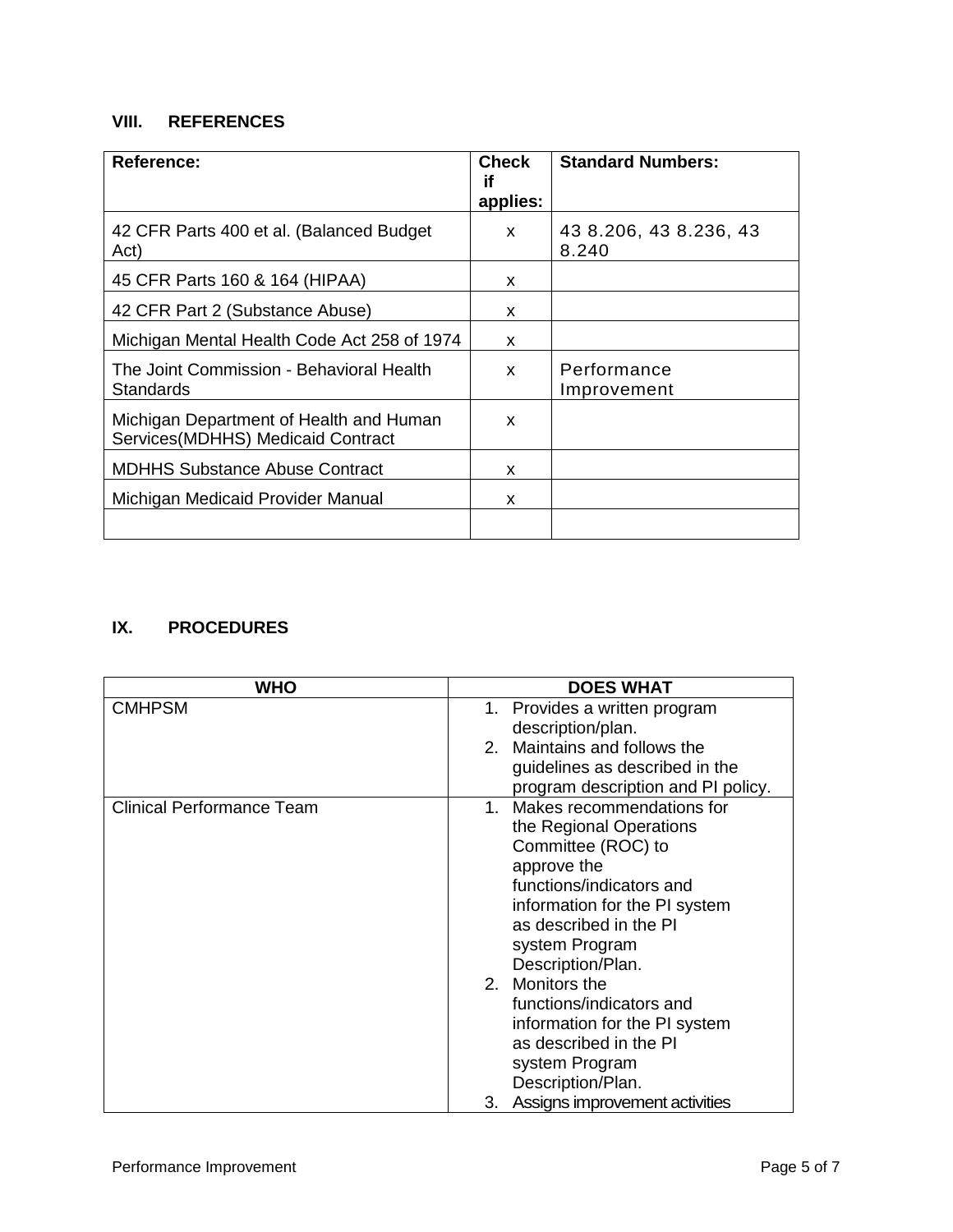## VIII. REFERENCES

| Reference: | Check if applies: | Standard Numbers: |
|---|---|---|
| 42 CFR Parts 400 et al. (Balanced Budget Act) | x | 43 8.206, 43 8.236, 43 8.240 |
| 45 CFR Parts 160 & 164 (HIPAA) | x | |
| 42 CFR Part 2 (Substance Abuse) | x | |
| Michigan Mental Health Code Act 258 of 1974 | x | |
| The Joint Commission - Behavioral Health Standards | x | Performance Improvement |
| Michigan Department of Health and Human Services(MDHHS) Medicaid Contract | x | |
| MDHHS Substance Abuse Contract | x | |
| Michigan Medicaid Provider Manual | x | |
| | | |

## IX. PROCEDURES

| WHO | DOES WHAT |
|---|---|
| CMHPSM | 1. Provides a written program description/plan.<br>2. Maintains and follows the guidelines as described in the program description and PI policy. |
| Clinical Performance Team | 1. Makes recommendations for the Regional Operations Committee (ROC) to approve the functions/indicators and information for the PI system as described in the PI system Program Description/Plan.<br>2. Monitors the functions/indicators and information for the PI system as described in the PI system Program Description/Plan.<br>3. Assigns improvement activities |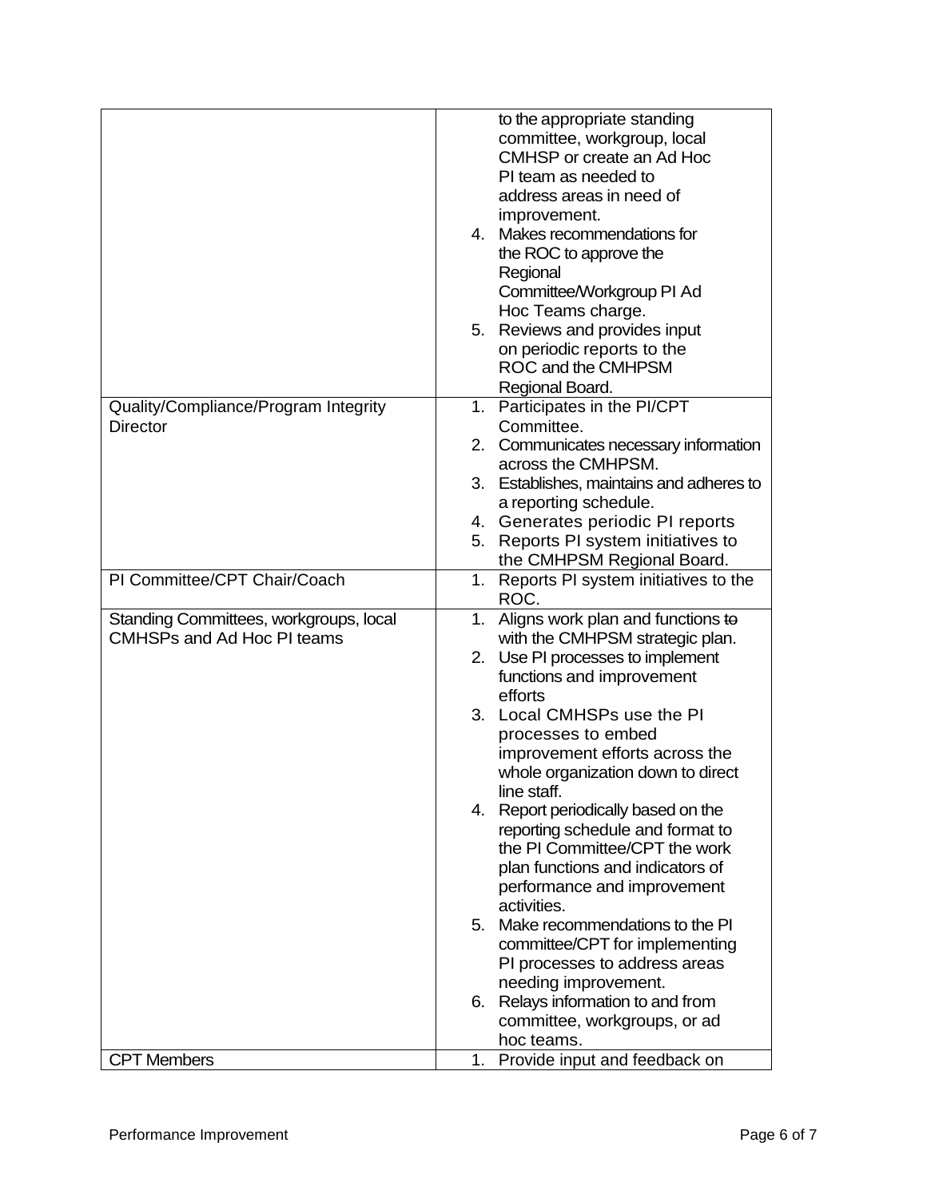| | |
|---|---|
| | to the appropriate standing committee, workgroup, local CMHSP or create an Ad Hoc PI team as needed to address areas in need of improvement.<br>4. Makes recommendations for the ROC to approve the Regional Committee/Workgroup PI Ad Hoc Teams charge.<br>5. Reviews and provides input on periodic reports to the ROC and the CMHPSM Regional Board. |
| Quality/Compliance/Program Integrity Director | 1. Participates in the PI/CPT Committee.<br>2. Communicates necessary information across the CMHPSM.<br>3. Establishes, maintains and adheres to a reporting schedule.<br>4. Generates periodic PI reports<br>5. Reports PI system initiatives to the CMHPSM Regional Board. |
| PI Committee/CPT Chair/Coach | 1. Reports PI system initiatives to the ROC. |
| Standing Committees, workgroups, local CMHSPs and Ad Hoc PI teams | 1. Aligns work plan and functions ~~to~~ with the CMHPSM strategic plan.<br>2. Use PI processes to implement functions and improvement efforts<br>3. Local CMHSPs use the PI processes to embed improvement efforts across the whole organization down to direct line staff.<br>4. Report periodically based on the reporting schedule and format to the PI Committee/CPT the work plan functions and indicators of performance and improvement activities.<br>5. Make recommendations to the PI committee/CPT for implementing PI processes to address areas needing improvement.<br>6. Relays information to and from committee, workgroups, or ad hoc teams. |
| CPT Members | 1. Provide input and feedback on |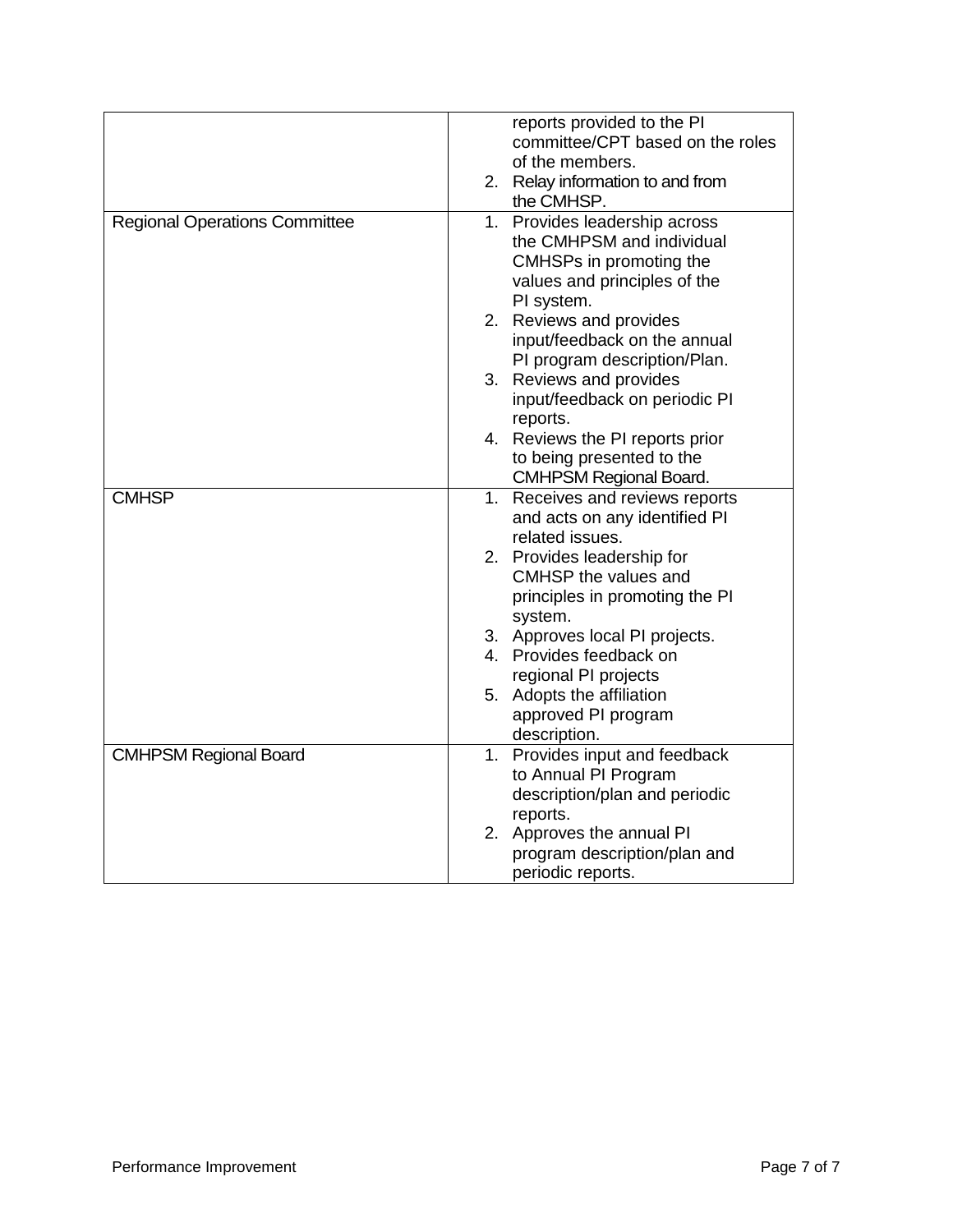| | |
|---|---|
| | reports provided to the PI committee/CPT based on the roles of the members.<br>2. Relay information to and from the CMHSP. |
| Regional Operations Committee | 1. Provides leadership across the CMHPSM and individual CMHSPs in promoting the values and principles of the PI system.<br>2. Reviews and provides input/feedback on the annual PI program description/Plan.<br>3. Reviews and provides input/feedback on periodic PI reports.<br>4. Reviews the PI reports prior to being presented to the CMHPSM Regional Board. |
| CMHSP | 1. Receives and reviews reports and acts on any identified PI related issues.<br>2. Provides leadership for CMHSP the values and principles in promoting the PI system.<br>3. Approves local PI projects.<br>4. Provides feedback on regional PI projects<br>5. Adopts the affiliation approved PI program description. |
| CMHPSM Regional Board | 1. Provides input and feedback to Annual PI Program description/plan and periodic reports.<br>2. Approves the annual PI program description/plan and periodic reports. |